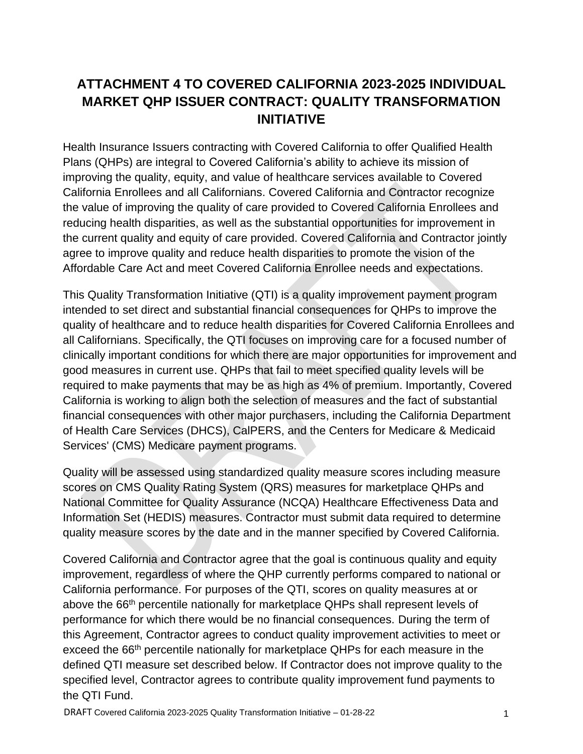# ATTACHMENT 4 TO COVERED CALIFORNIA 2023-2025 INDIVIDUAL MARKET QHP ISSUER CONTRACT: QUALITY TRANSFORMATION INITIATIVE

Health Insurance Issuers contracting with Covered California to offer Qualified Health Plans (QHPs) are integral to Covered California's ability to achieve its mission of improving the quality, equity, and value of healthcare services available to Covered California Enrollees and all Californians. Covered California and Contractor recognize the value of improving the quality of care provided to Covered California Enrollees and reducing health disparities, as well as the substantial opportunities for improvement in the current quality and equity of care provided. Covered California and Contractor jointly agree to improve quality and reduce health disparities to promote the vision of the Affordable Care Act and meet Covered California Enrollee needs and expectations.

This Quality Transformation Initiative (QTI) is a quality improvement payment program intended to set direct and substantial financial consequences for QHPs to improve the quality of healthcare and to reduce health disparities for Covered California Enrollees and all Californians. Specifically, the QTI focuses on improving care for a focused number of clinically important conditions for which there are major opportunities for improvement and good measures in current use. QHPs that fail to meet specified quality levels will be required to make payments that may be as high as 4% of premium. Importantly, Covered California is working to align both the selection of measures and the fact of substantial financial consequences with other major purchasers, including the California Department of Health Care Services (DHCS), CalPERS, and the Centers for Medicare & Medicaid Services' (CMS) Medicare payment programs.

Quality will be assessed using standardized quality measure scores including measure scores on CMS Quality Rating System (QRS) measures for marketplace QHPs and National Committee for Quality Assurance (NCQA) Healthcare Effectiveness Data and Information Set (HEDIS) measures. Contractor must submit data required to determine quality measure scores by the date and in the manner specified by Covered California.

Covered California and Contractor agree that the goal is continuous quality and equity improvement, regardless of where the QHP currently performs compared to national or California performance. For purposes of the QTI, scores on quality measures at or above the 66th percentile nationally for marketplace QHPs shall represent levels of performance for which there would be no financial consequences. During the term of this Agreement, Contractor agrees to conduct quality improvement activities to meet or exceed the 66th percentile nationally for marketplace QHPs for each measure in the defined QTI measure set described below. If Contractor does not improve quality to the specified level, Contractor agrees to contribute quality improvement fund payments to the QTI Fund.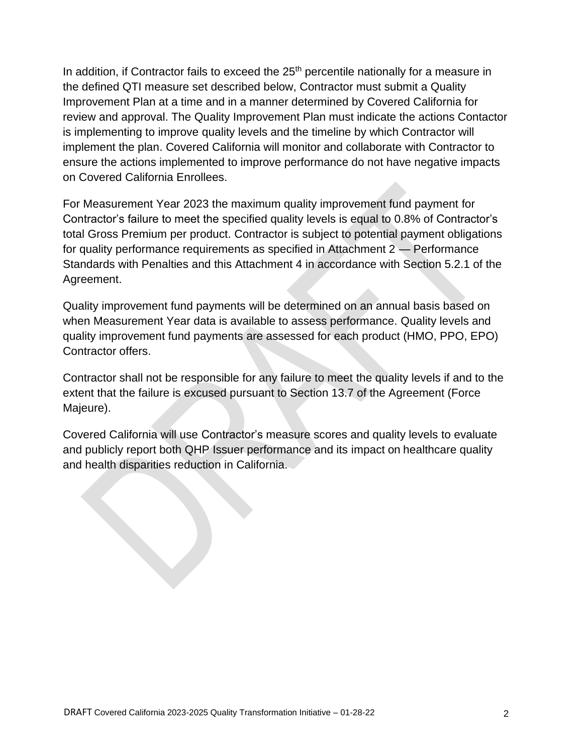In addition, if Contractor fails to exceed the 25th percentile nationally for a measure in the defined QTI measure set described below, Contractor must submit a Quality Improvement Plan at a time and in a manner determined by Covered California for review and approval. The Quality Improvement Plan must indicate the actions Contactor is implementing to improve quality levels and the timeline by which Contractor will implement the plan. Covered California will monitor and collaborate with Contractor to ensure the actions implemented to improve performance do not have negative impacts on Covered California Enrollees.

For Measurement Year 2023 the maximum quality improvement fund payment for Contractor's failure to meet the specified quality levels is equal to 0.8% of Contractor's total Gross Premium per product. Contractor is subject to potential payment obligations for quality performance requirements as specified in Attachment 2 — Performance Standards with Penalties and this Attachment 4 in accordance with Section 5.2.1 of the Agreement.

Quality improvement fund payments will be determined on an annual basis based on when Measurement Year data is available to assess performance. Quality levels and quality improvement fund payments are assessed for each product (HMO, PPO, EPO) Contractor offers.

Contractor shall not be responsible for any failure to meet the quality levels if and to the extent that the failure is excused pursuant to Section 13.7 of the Agreement (Force Majeure).

Covered California will use Contractor's measure scores and quality levels to evaluate and publicly report both QHP Issuer performance and its impact on healthcare quality and health disparities reduction in California.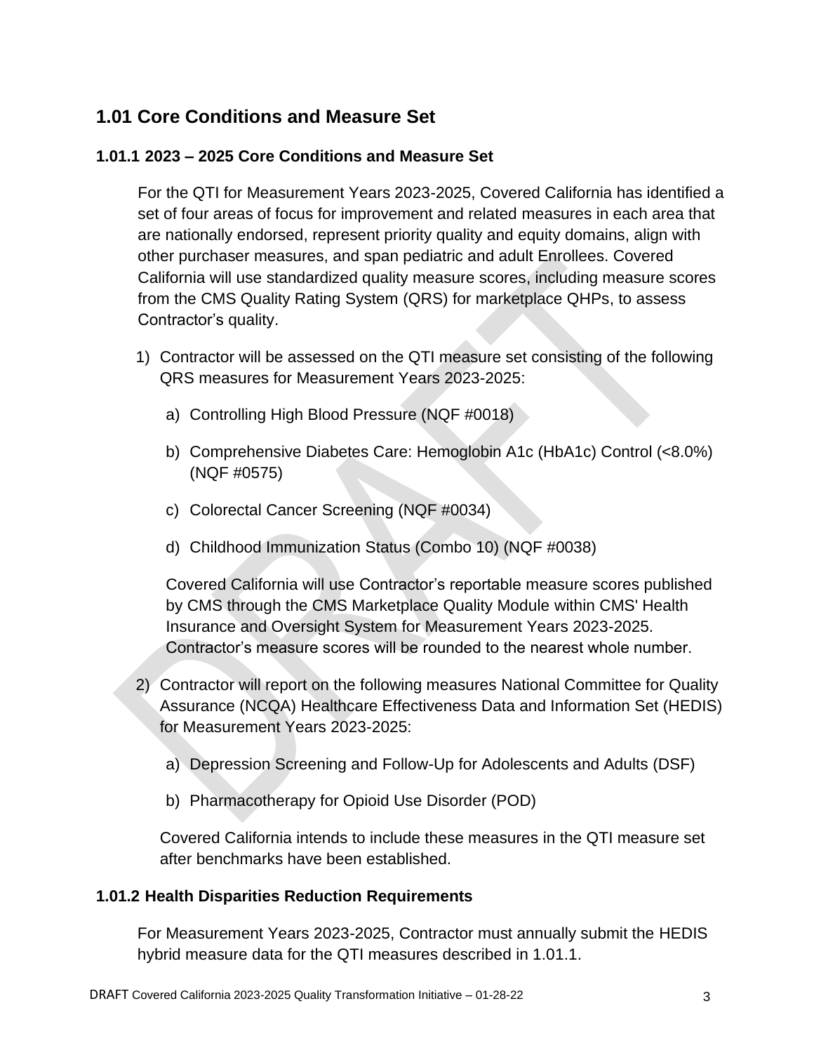## 1.01 Core Conditions and Measure Set

### 1.01.1 2023 – 2025 Core Conditions and Measure Set

For the QTI for Measurement Years 2023-2025, Covered California has identified a set of four areas of focus for improvement and related measures in each area that are nationally endorsed, represent priority quality and equity domains, align with other purchaser measures, and span pediatric and adult Enrollees. Covered California will use standardized quality measure scores, including measure scores from the CMS Quality Rating System (QRS) for marketplace QHPs, to assess Contractor's quality.

1) Contractor will be assessed on the QTI measure set consisting of the following QRS measures for Measurement Years 2023-2025:

   a) Controlling High Blood Pressure (NQF #0018)

   b) Comprehensive Diabetes Care: Hemoglobin A1c (HbA1c) Control (<8.0%) (NQF #0575)

   c) Colorectal Cancer Screening (NQF #0034)

   d) Childhood Immunization Status (Combo 10) (NQF #0038)

   Covered California will use Contractor's reportable measure scores published by CMS through the CMS Marketplace Quality Module within CMS' Health Insurance and Oversight System for Measurement Years 2023-2025. Contractor's measure scores will be rounded to the nearest whole number.

2) Contractor will report on the following measures National Committee for Quality Assurance (NCQA) Healthcare Effectiveness Data and Information Set (HEDIS) for Measurement Years 2023-2025:

   a) Depression Screening and Follow-Up for Adolescents and Adults (DSF)

   b) Pharmacotherapy for Opioid Use Disorder (POD)

   Covered California intends to include these measures in the QTI measure set after benchmarks have been established.

### 1.01.2 Health Disparities Reduction Requirements

For Measurement Years 2023-2025, Contractor must annually submit the HEDIS hybrid measure data for the QTI measures described in 1.01.1.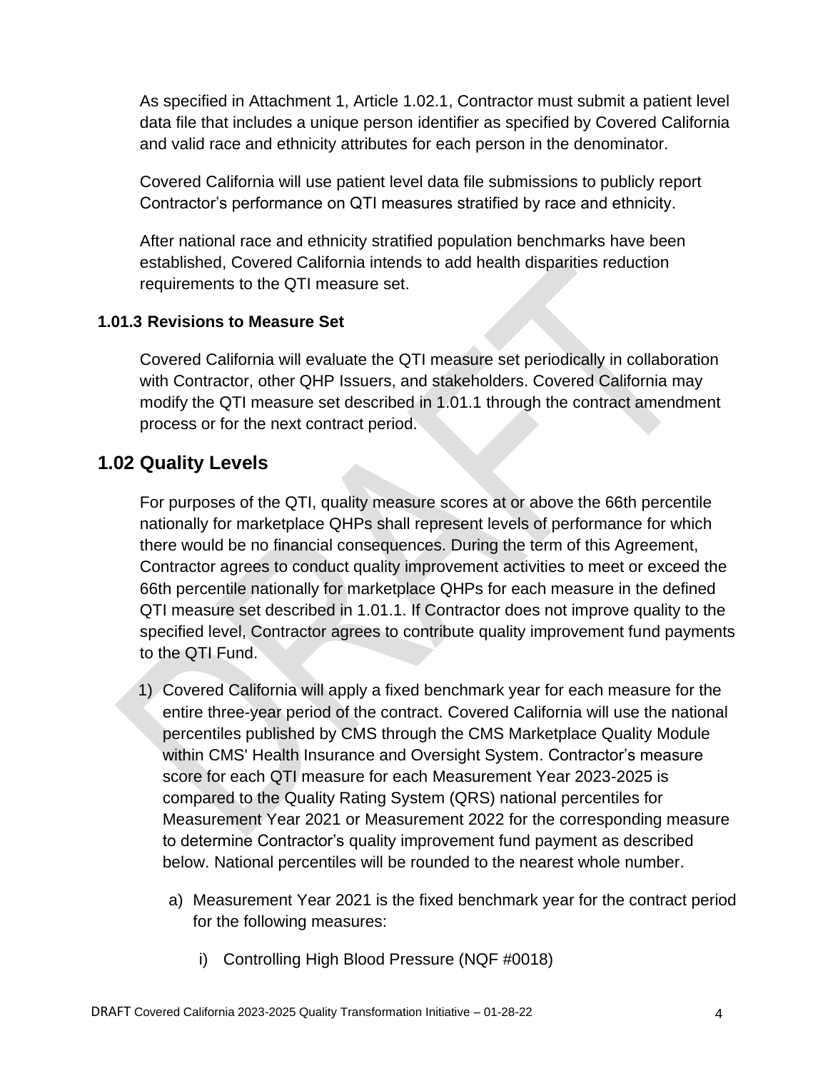As specified in Attachment 1, Article 1.02.1, Contractor must submit a patient level data file that includes a unique person identifier as specified by Covered California and valid race and ethnicity attributes for each person in the denominator.

Covered California will use patient level data file submissions to publicly report Contractor's performance on QTI measures stratified by race and ethnicity.

After national race and ethnicity stratified population benchmarks have been established, Covered California intends to add health disparities reduction requirements to the QTI measure set.

### 1.01.3 Revisions to Measure Set

Covered California will evaluate the QTI measure set periodically in collaboration with Contractor, other QHP Issuers, and stakeholders. Covered California may modify the QTI measure set described in 1.01.1 through the contract amendment process or for the next contract period.

## 1.02 Quality Levels

For purposes of the QTI, quality measure scores at or above the 66th percentile nationally for marketplace QHPs shall represent levels of performance for which there would be no financial consequences. During the term of this Agreement, Contractor agrees to conduct quality improvement activities to meet or exceed the 66th percentile nationally for marketplace QHPs for each measure in the defined QTI measure set described in 1.01.1. If Contractor does not improve quality to the specified level, Contractor agrees to contribute quality improvement fund payments to the QTI Fund.

1) Covered California will apply a fixed benchmark year for each measure for the entire three-year period of the contract. Covered California will use the national percentiles published by CMS through the CMS Marketplace Quality Module within CMS' Health Insurance and Oversight System. Contractor's measure score for each QTI measure for each Measurement Year 2023-2025 is compared to the Quality Rating System (QRS) national percentiles for Measurement Year 2021 or Measurement 2022 for the corresponding measure to determine Contractor's quality improvement fund payment as described below. National percentiles will be rounded to the nearest whole number.

   a) Measurement Year 2021 is the fixed benchmark year for the contract period for the following measures:

      i) Controlling High Blood Pressure (NQF #0018)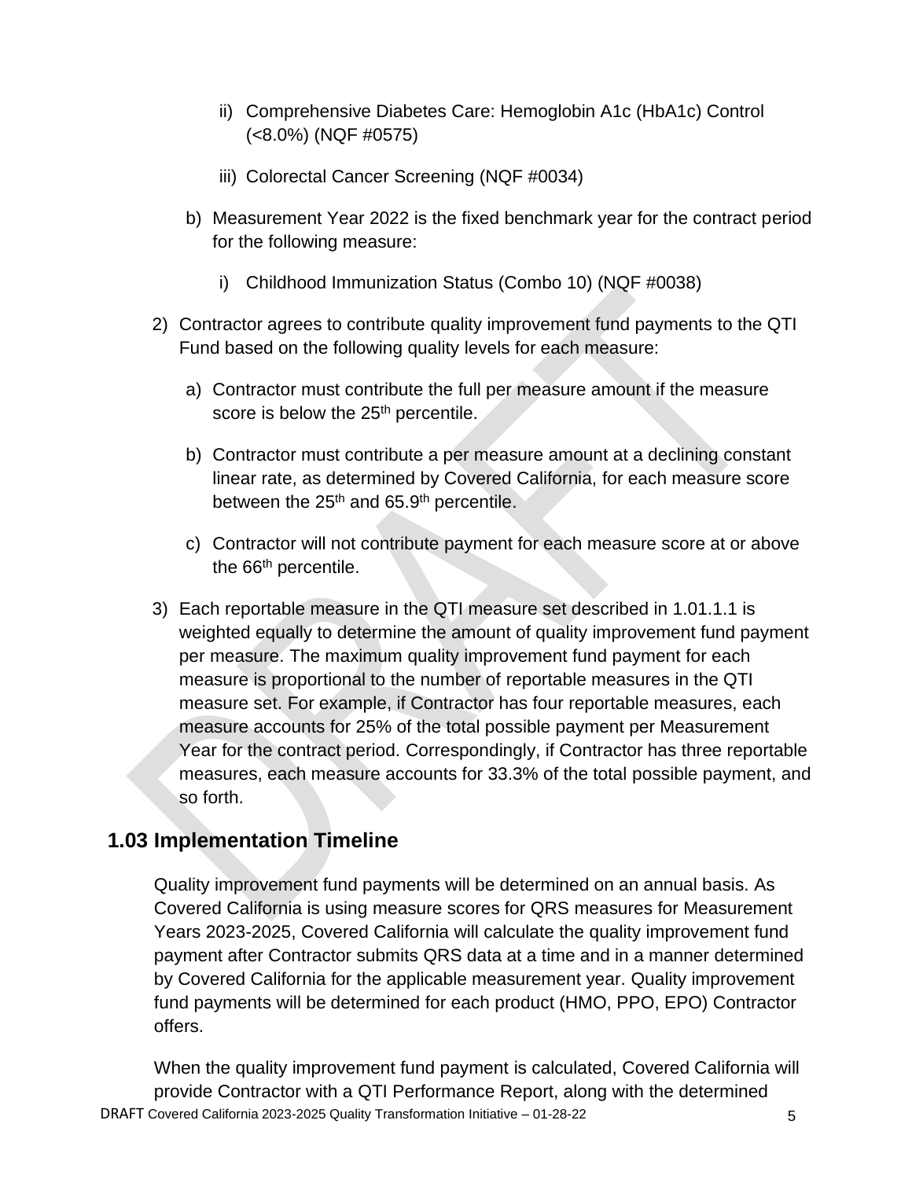ii) Comprehensive Diabetes Care: Hemoglobin A1c (HbA1c) Control (<8.0%) (NQF #0575)

iii) Colorectal Cancer Screening (NQF #0034)

b) Measurement Year 2022 is the fixed benchmark year for the contract period for the following measure:

i) Childhood Immunization Status (Combo 10) (NQF #0038)

2) Contractor agrees to contribute quality improvement fund payments to the QTI Fund based on the following quality levels for each measure:

a) Contractor must contribute the full per measure amount if the measure score is below the 25th percentile.

b) Contractor must contribute a per measure amount at a declining constant linear rate, as determined by Covered California, for each measure score between the 25th and 65.9th percentile.

c) Contractor will not contribute payment for each measure score at or above the 66th percentile.

3) Each reportable measure in the QTI measure set described in 1.01.1.1 is weighted equally to determine the amount of quality improvement fund payment per measure. The maximum quality improvement fund payment for each measure is proportional to the number of reportable measures in the QTI measure set. For example, if Contractor has four reportable measures, each measure accounts for 25% of the total possible payment per Measurement Year for the contract period. Correspondingly, if Contractor has three reportable measures, each measure accounts for 33.3% of the total possible payment, and so forth.

## 1.03 Implementation Timeline

Quality improvement fund payments will be determined on an annual basis. As Covered California is using measure scores for QRS measures for Measurement Years 2023-2025, Covered California will calculate the quality improvement fund payment after Contractor submits QRS data at a time and in a manner determined by Covered California for the applicable measurement year. Quality improvement fund payments will be determined for each product (HMO, PPO, EPO) Contractor offers.

When the quality improvement fund payment is calculated, Covered California will provide Contractor with a QTI Performance Report, along with the determined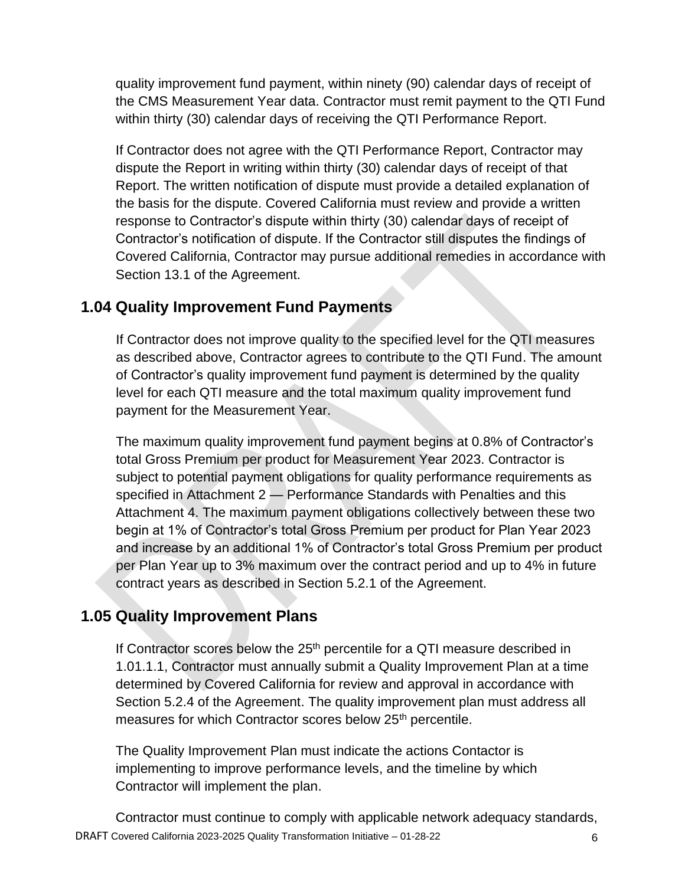quality improvement fund payment, within ninety (90) calendar days of receipt of the CMS Measurement Year data. Contractor must remit payment to the QTI Fund within thirty (30) calendar days of receiving the QTI Performance Report.

If Contractor does not agree with the QTI Performance Report, Contractor may dispute the Report in writing within thirty (30) calendar days of receipt of that Report. The written notification of dispute must provide a detailed explanation of the basis for the dispute. Covered California must review and provide a written response to Contractor's dispute within thirty (30) calendar days of receipt of Contractor's notification of dispute. If the Contractor still disputes the findings of Covered California, Contractor may pursue additional remedies in accordance with Section 13.1 of the Agreement.

## 1.04 Quality Improvement Fund Payments

If Contractor does not improve quality to the specified level for the QTI measures as described above, Contractor agrees to contribute to the QTI Fund. The amount of Contractor's quality improvement fund payment is determined by the quality level for each QTI measure and the total maximum quality improvement fund payment for the Measurement Year.

The maximum quality improvement fund payment begins at 0.8% of Contractor's total Gross Premium per product for Measurement Year 2023. Contractor is subject to potential payment obligations for quality performance requirements as specified in Attachment 2 — Performance Standards with Penalties and this Attachment 4. The maximum payment obligations collectively between these two begin at 1% of Contractor's total Gross Premium per product for Plan Year 2023 and increase by an additional 1% of Contractor's total Gross Premium per product per Plan Year up to 3% maximum over the contract period and up to 4% in future contract years as described in Section 5.2.1 of the Agreement.

## 1.05 Quality Improvement Plans

If Contractor scores below the 25th percentile for a QTI measure described in 1.01.1.1, Contractor must annually submit a Quality Improvement Plan at a time determined by Covered California for review and approval in accordance with Section 5.2.4 of the Agreement. The quality improvement plan must address all measures for which Contractor scores below 25th percentile.

The Quality Improvement Plan must indicate the actions Contactor is implementing to improve performance levels, and the timeline by which Contractor will implement the plan.

Contractor must continue to comply with applicable network adequacy standards,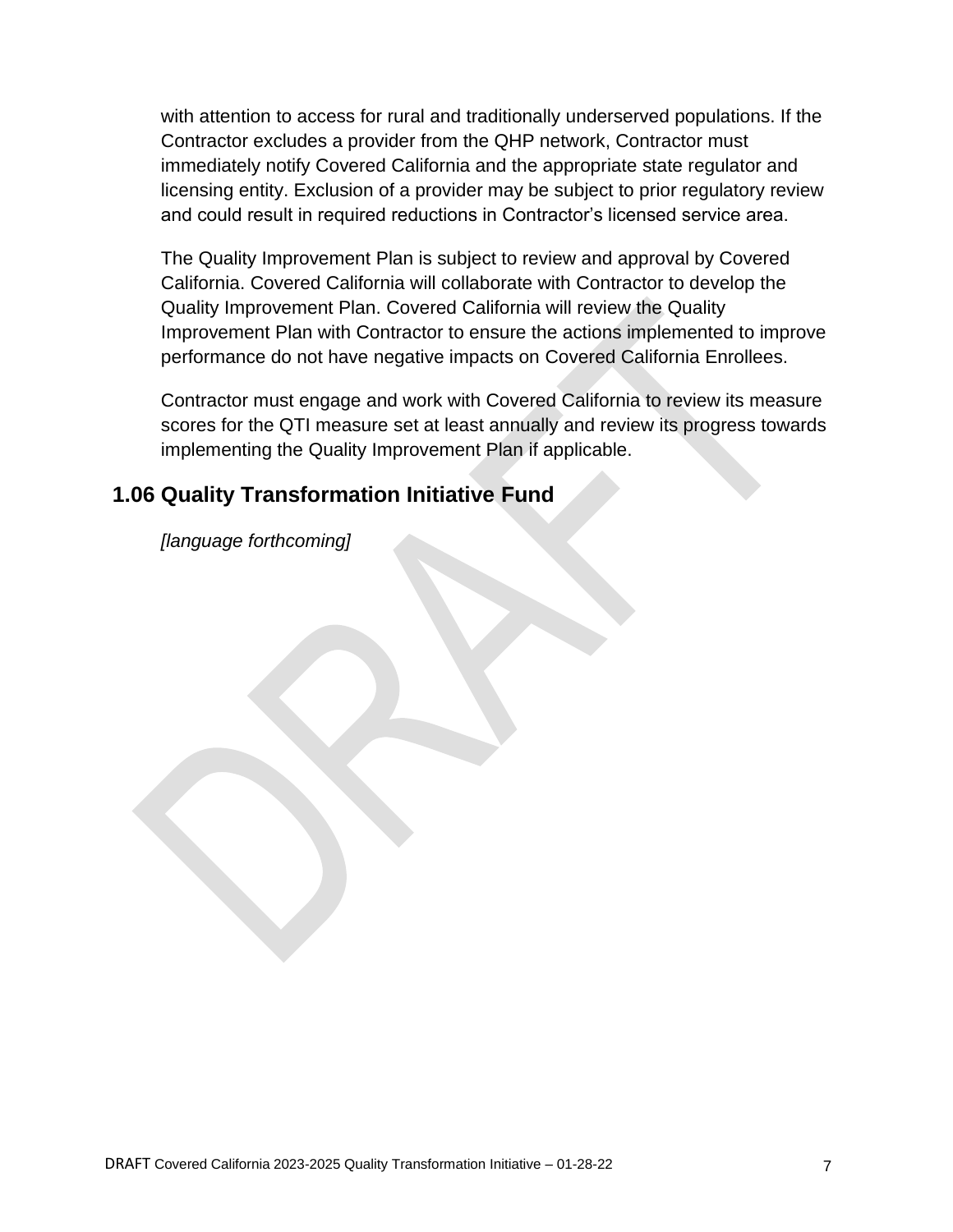with attention to access for rural and traditionally underserved populations. If the Contractor excludes a provider from the QHP network, Contractor must immediately notify Covered California and the appropriate state regulator and licensing entity. Exclusion of a provider may be subject to prior regulatory review and could result in required reductions in Contractor's licensed service area.

The Quality Improvement Plan is subject to review and approval by Covered California. Covered California will collaborate with Contractor to develop the Quality Improvement Plan. Covered California will review the Quality Improvement Plan with Contractor to ensure the actions implemented to improve performance do not have negative impacts on Covered California Enrollees.

Contractor must engage and work with Covered California to review its measure scores for the QTI measure set at least annually and review its progress towards implementing the Quality Improvement Plan if applicable.

## 1.06 Quality Transformation Initiative Fund

*[language forthcoming]*